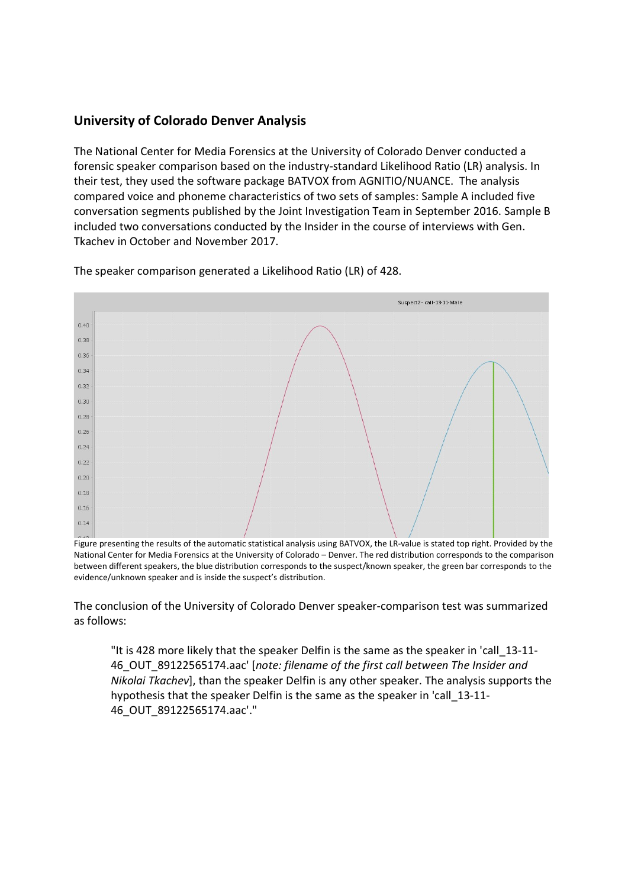## University of Colorado Denver Analysis

The National Center for Media Forensics at the University of Colorado Denver conducted a forensic speaker comparison based on the industry-standard Likelihood Ratio (LR) analysis. In their test, they used the software package BATVOX from AGNITIO/NUANCE. The analysis compared voice and phoneme characteristics of two sets of samples: Sample A included five conversation segments published by the Joint Investigation Team in September 2016. Sample B included two conversations conducted by the Insider in the course of interviews with Gen. Tkachev in October and November 2017.

The speaker comparison generated a Likelihood Ratio (LR) of 428.

Figure presenting the results of the automatic statistical analysis using BATVOX, the LR-value is stated top right. Provided by the National Center for Media Forensics at the University of Colorado – Denver. The red distribution corresponds to the comparison between different speakers, the blue distribution corresponds to the suspect/known speaker, the green bar corresponds to the evidence/unknown speaker and is inside the suspect's distribution.

The conclusion of the University of Colorado Denver speaker-comparison test was summarized as follows:

> "It is 428 more likely that the speaker Delfin is the same as the speaker in 'call_13-11-46_OUT_89122565174.aac' [*note: filename of the first call between The Insider and Nikolai Tkachev*], than the speaker Delfin is any other speaker. The analysis supports the hypothesis that the speaker Delfin is the same as the speaker in 'call_13-11-46_OUT_89122565174.aac'."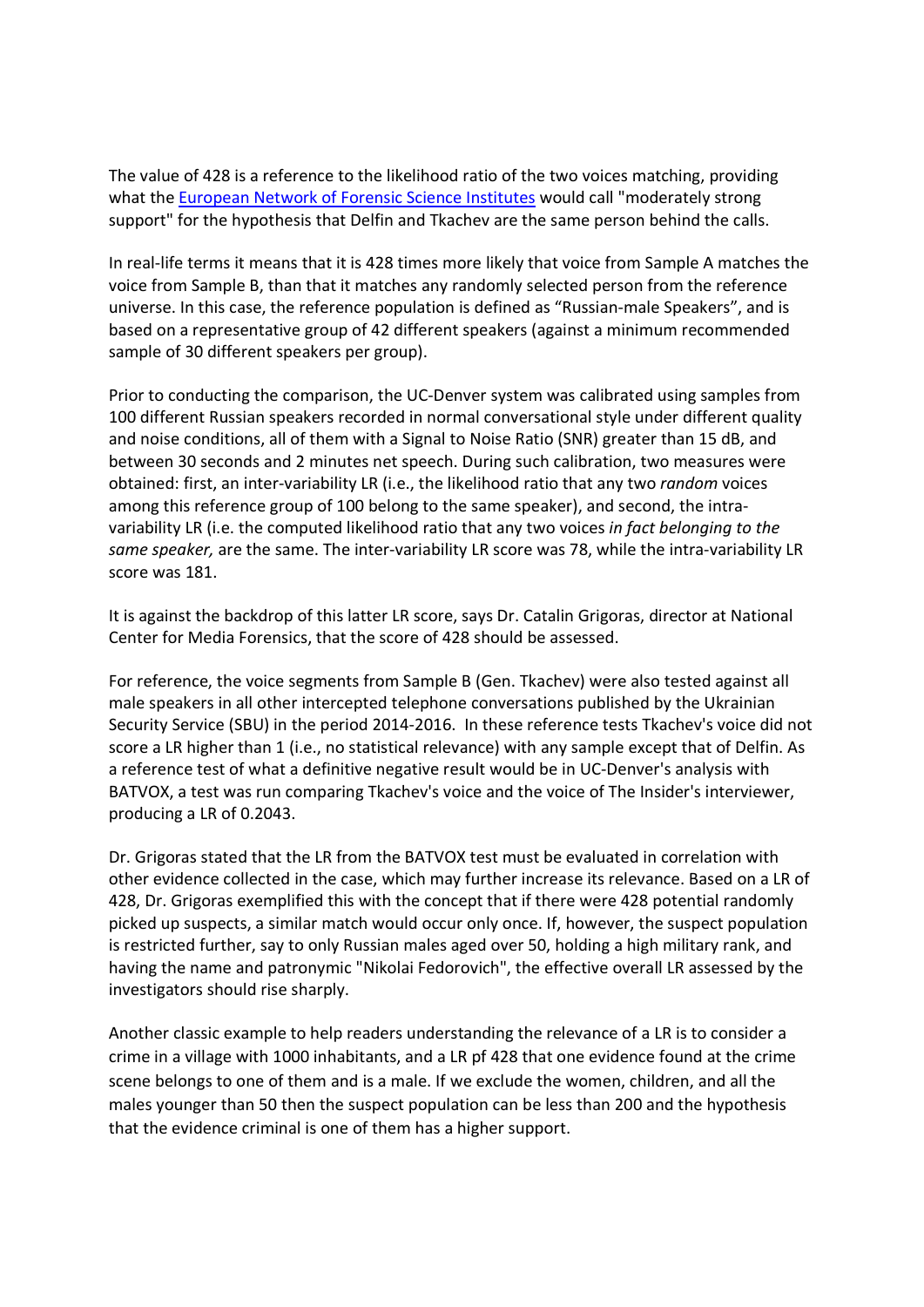The value of 428 is a reference to the likelihood ratio of the two voices matching, providing what the [European Network of Forensic Science Institutes](#) would call "moderately strong support" for the hypothesis that Delfin and Tkachev are the same person behind the calls.

In real-life terms it means that it is 428 times more likely that voice from Sample A matches the voice from Sample B, than that it matches any randomly selected person from the reference universe. In this case, the reference population is defined as "Russian-male Speakers", and is based on a representative group of 42 different speakers (against a minimum recommended sample of 30 different speakers per group).

Prior to conducting the comparison, the UC-Denver system was calibrated using samples from 100 different Russian speakers recorded in normal conversational style under different quality and noise conditions, all of them with a Signal to Noise Ratio (SNR) greater than 15 dB, and between 30 seconds and 2 minutes net speech. During such calibration, two measures were obtained: first, an inter-variability LR (i.e., the likelihood ratio that any two *random* voices among this reference group of 100 belong to the same speaker), and second, the intra-variability LR (i.e. the computed likelihood ratio that any two voices *in fact belonging to the same speaker,* are the same. The inter-variability LR score was 78, while the intra-variability LR score was 181.

It is against the backdrop of this latter LR score, says Dr. Catalin Grigoras, director at National Center for Media Forensics, that the score of 428 should be assessed.

For reference, the voice segments from Sample B (Gen. Tkachev) were also tested against all male speakers in all other intercepted telephone conversations published by the Ukrainian Security Service (SBU) in the period 2014-2016. In these reference tests Tkachev's voice did not score a LR higher than 1 (i.e., no statistical relevance) with any sample except that of Delfin. As a reference test of what a definitive negative result would be in UC-Denver's analysis with BATVOX, a test was run comparing Tkachev's voice and the voice of The Insider's interviewer, producing a LR of 0.2043.

Dr. Grigoras stated that the LR from the BATVOX test must be evaluated in correlation with other evidence collected in the case, which may further increase its relevance. Based on a LR of 428, Dr. Grigoras exemplified this with the concept that if there were 428 potential randomly picked up suspects, a similar match would occur only once. If, however, the suspect population is restricted further, say to only Russian males aged over 50, holding a high military rank, and having the name and patronymic "Nikolai Fedorovich", the effective overall LR assessed by the investigators should rise sharply.

Another classic example to help readers understanding the relevance of a LR is to consider a crime in a village with 1000 inhabitants, and a LR pf 428 that one evidence found at the crime scene belongs to one of them and is a male. If we exclude the women, children, and all the males younger than 50 then the suspect population can be less than 200 and the hypothesis that the evidence criminal is one of them has a higher support.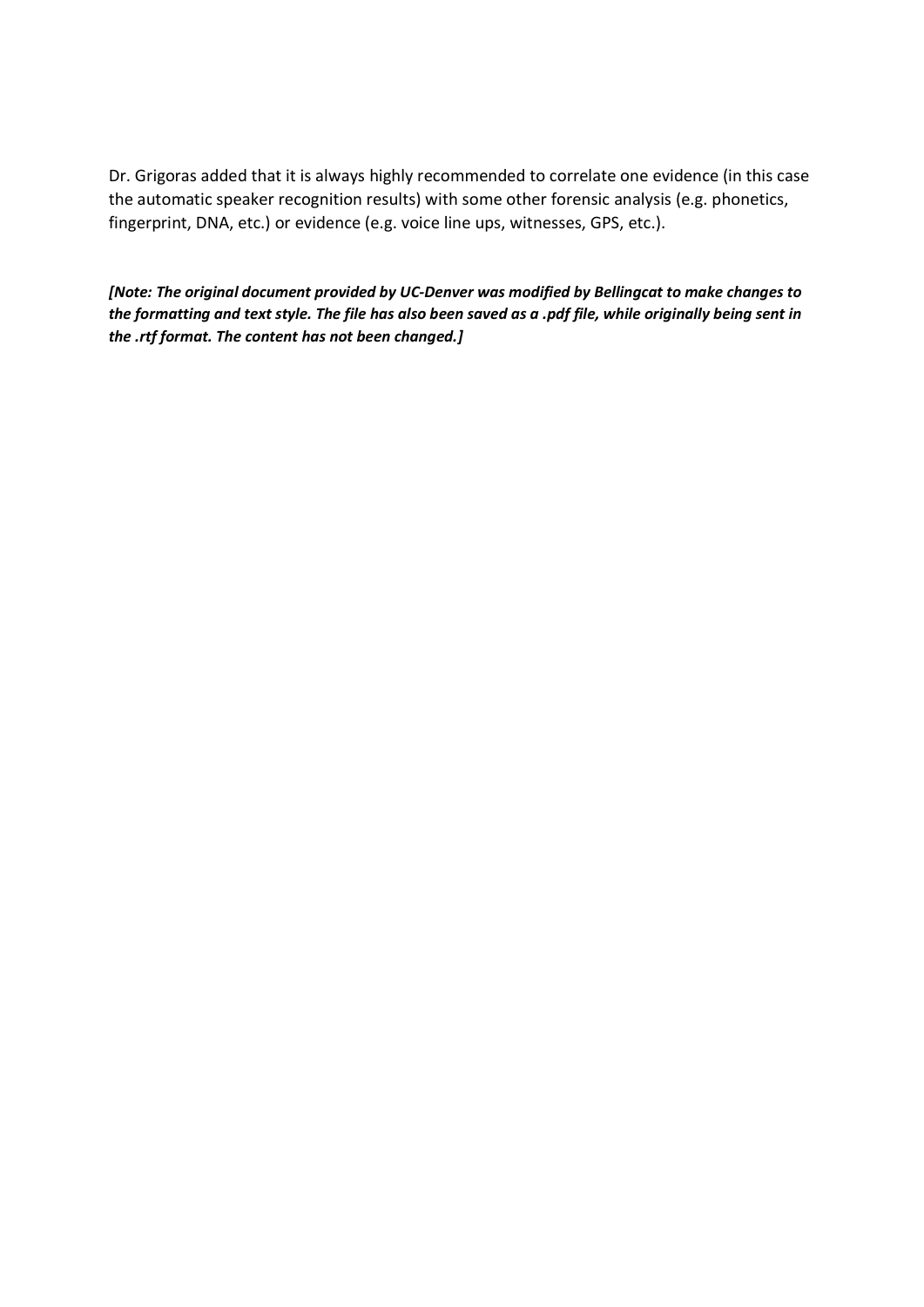Dr. Grigoras added that it is always highly recommended to correlate one evidence (in this case the automatic speaker recognition results) with some other forensic analysis (e.g. phonetics, fingerprint, DNA, etc.) or evidence (e.g. voice line ups, witnesses, GPS, etc.).

***[Note: The original document provided by UC-Denver was modified by Bellingcat to make changes to the formatting and text style. The file has also been saved as a .pdf file, while originally being sent in the .rtf format. The content has not been changed.]***